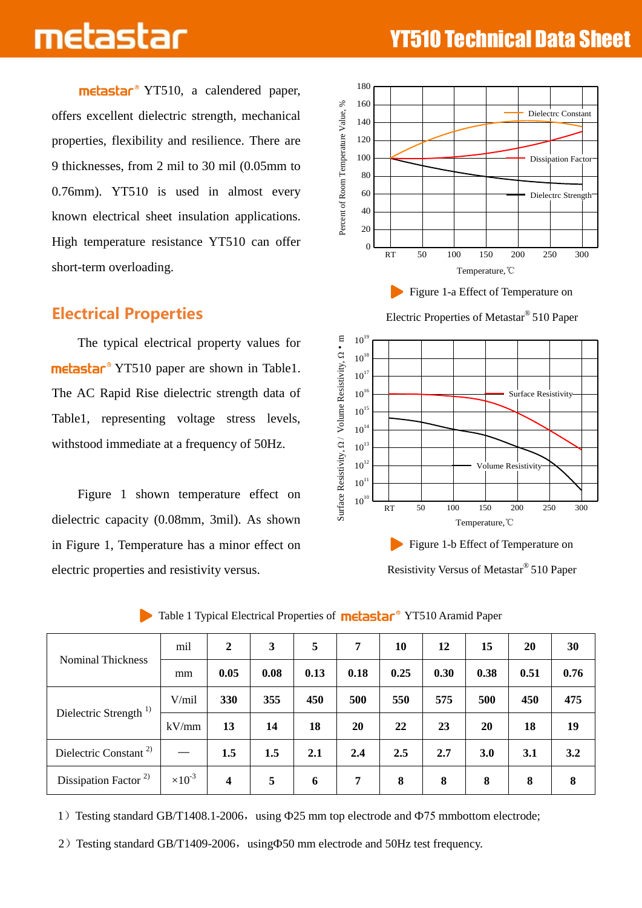# YT510 Technical Data Sheet

metastar® YT510, a calendered paper, offers excellent dielectric strength, mechanical properties, flexibility and resilience. There are 9 thicknesses, from 2 mil to 30 mil (0.05mm to 0.76mm). YT510 is used in almost every known electrical sheet insulation applications. High temperature resistance YT510 can offer short-term overloading.

## Electrical Properties

The typical electrical property values for metastar® YT510 paper are shown in Table1. The AC Rapid Rise dielectric strength data of Table1, representing voltage stress levels, withstood immediate at a frequency of 50Hz.

Figure 1 shown temperature effect on dielectric capacity (0.08mm, 3mil). As shown in Figure 1, Temperature has a minor effect on electric properties and resistivity versus.

Figure 1-a Effect of Temperature on Electric Properties of Metastar® 510 Paper

Figure 1-b Effect of Temperature on Resistivity Versus of Metastar® 510 Paper

Table 1 Typical Electrical Properties of metastar® YT510 Aramid Paper

| Nominal Thickness | mil | 2 | 3 | 5 | 7 | 10 | 12 | 15 | 20 | 30 |
|---|---|---|---|---|---|---|---|---|---|---|
| | mm | 0.05 | 0.08 | 0.13 | 0.18 | 0.25 | 0.30 | 0.38 | 0.51 | 0.76 |
| Dielectric Strength 1) | V/mil | 330 | 355 | 450 | 500 | 550 | 575 | 500 | 450 | 475 |
| | kV/mm | 13 | 14 | 18 | 20 | 22 | 23 | 20 | 18 | 19 |
| Dielectric Constant 2) | — | 1.5 | 1.5 | 2.1 | 2.4 | 2.5 | 2.7 | 3.0 | 3.1 | 3.2 |
| Dissipation Factor 2) | $\times 10^{-3}$ | 4 | 5 | 6 | 7 | 8 | 8 | 8 | 8 | 8 |

1）Testing standard GB/T1408.1-2006，using Φ25 mm top electrode and Φ75 mmbottom electrode;

2）Testing standard GB/T1409-2006，usingΦ50 mm electrode and 50Hz test frequency.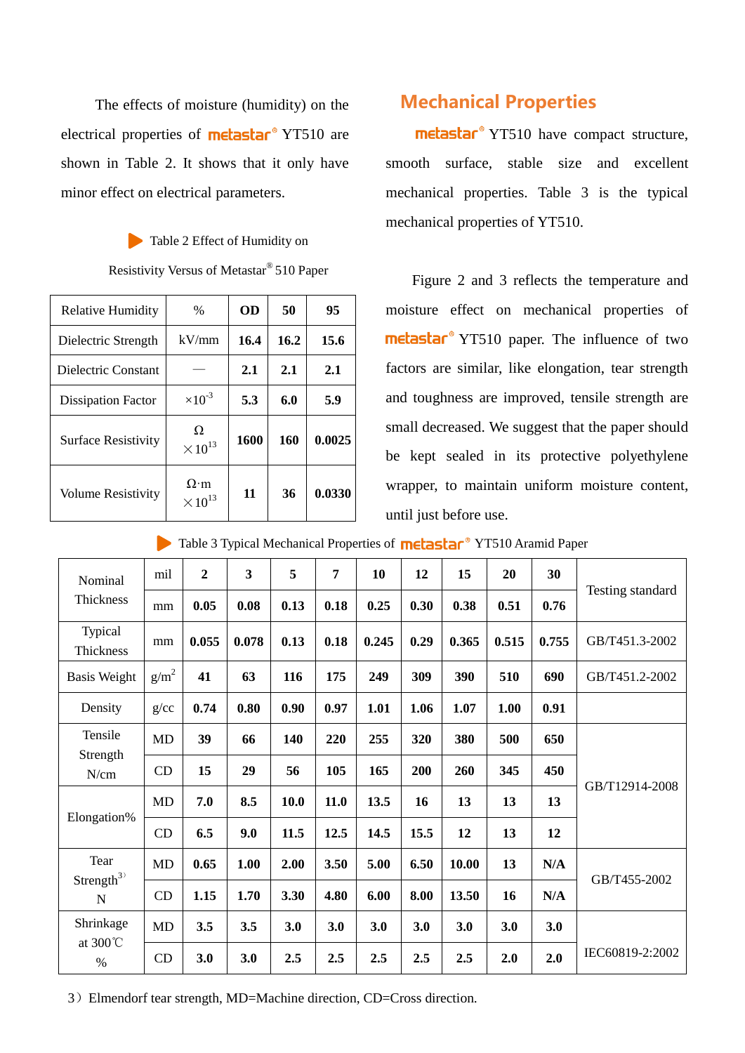The effects of moisture (humidity) on the electrical properties of metastar® YT510 are shown in Table 2. It shows that it only have minor effect on electrical parameters.

Table 2 Effect of Humidity on Resistivity Versus of Metastar® 510 Paper

| Relative Humidity | % | OD | 50 | 95 |
|---|---|---|---|---|
| Dielectric Strength | kV/mm | **16.4** | **16.2** | **15.6** |
| Dielectric Constant | — | **2.1** | **2.1** | **2.1** |
| Dissipation Factor | $\times 10^{-3}$ | **5.3** | **6.0** | **5.9** |
| Surface Resistivity | Ω $\times 10^{13}$ | **1600** | **160** | **0.0025** |
| Volume Resistivity | Ω·m $\times 10^{13}$ | **11** | **36** | **0.0330** |

## Mechanical Properties

metastar® YT510 have compact structure, smooth surface, stable size and excellent mechanical properties. Table 3 is the typical mechanical properties of YT510.

Figure 2 and 3 reflects the temperature and moisture effect on mechanical properties of metastar® YT510 paper. The influence of two factors are similar, like elongation, tear strength and toughness are improved, tensile strength are small decreased. We suggest that the paper should be kept sealed in its protective polyethylene wrapper, to maintain uniform moisture content, until just before use.

Table 3 Typical Mechanical Properties of metastar® YT510 Aramid Paper

| Nominal Thickness | mil | **2** | **3** | **5** | **7** | **10** | **12** | **15** | **20** | **30** | Testing standard |
|---|---|---|---|---|---|---|---|---|---|---|---|
| | mm | **0.05** | **0.08** | **0.13** | **0.18** | **0.25** | **0.30** | **0.38** | **0.51** | **0.76** | |
| Typical Thickness | mm | **0.055** | **0.078** | **0.13** | **0.18** | **0.245** | **0.29** | **0.365** | **0.515** | **0.755** | GB/T451.3-2002 |
| Basis Weight | g/m² | **41** | **63** | **116** | **175** | **249** | **309** | **390** | **510** | **690** | GB/T451.2-2002 |
| Density | g/cc | **0.74** | **0.80** | **0.90** | **0.97** | **1.01** | **1.06** | **1.07** | **1.00** | **0.91** | |
| Tensile Strength N/cm | MD | **39** | **66** | **140** | **220** | **255** | **320** | **380** | **500** | **650** | GB/T12914-2008 |
| | CD | **15** | **29** | **56** | **105** | **165** | **200** | **260** | **345** | **450** | |
| Elongation% | MD | **7.0** | **8.5** | **10.0** | **11.0** | **13.5** | **16** | **13** | **13** | **13** | |
| | CD | **6.5** | **9.0** | **11.5** | **12.5** | **14.5** | **15.5** | **12** | **13** | **12** | |
| Tear Strength[3) ] N | MD | **0.65** | **1.00** | **2.00** | **3.50** | **5.00** | **6.50** | **10.00** | **13** | **N/A** | GB/T455-2002 |
| | CD | **1.15** | **1.70** | **3.30** | **4.80** | **6.00** | **8.00** | **13.50** | **16** | **N/A** | |
| Shrinkage at 300℃ % | MD | **3.5** | **3.5** | **3.0** | **3.0** | **3.0** | **3.0** | **3.0** | **3.0** | **3.0** | IEC60819-2:2002 |
| | CD | **3.0** | **3.0** | **2.5** | **2.5** | **2.5** | **2.5** | **2.5** | **2.0** | **2.0** | |

3）Elmendorf tear strength, MD=Machine direction, CD=Cross direction.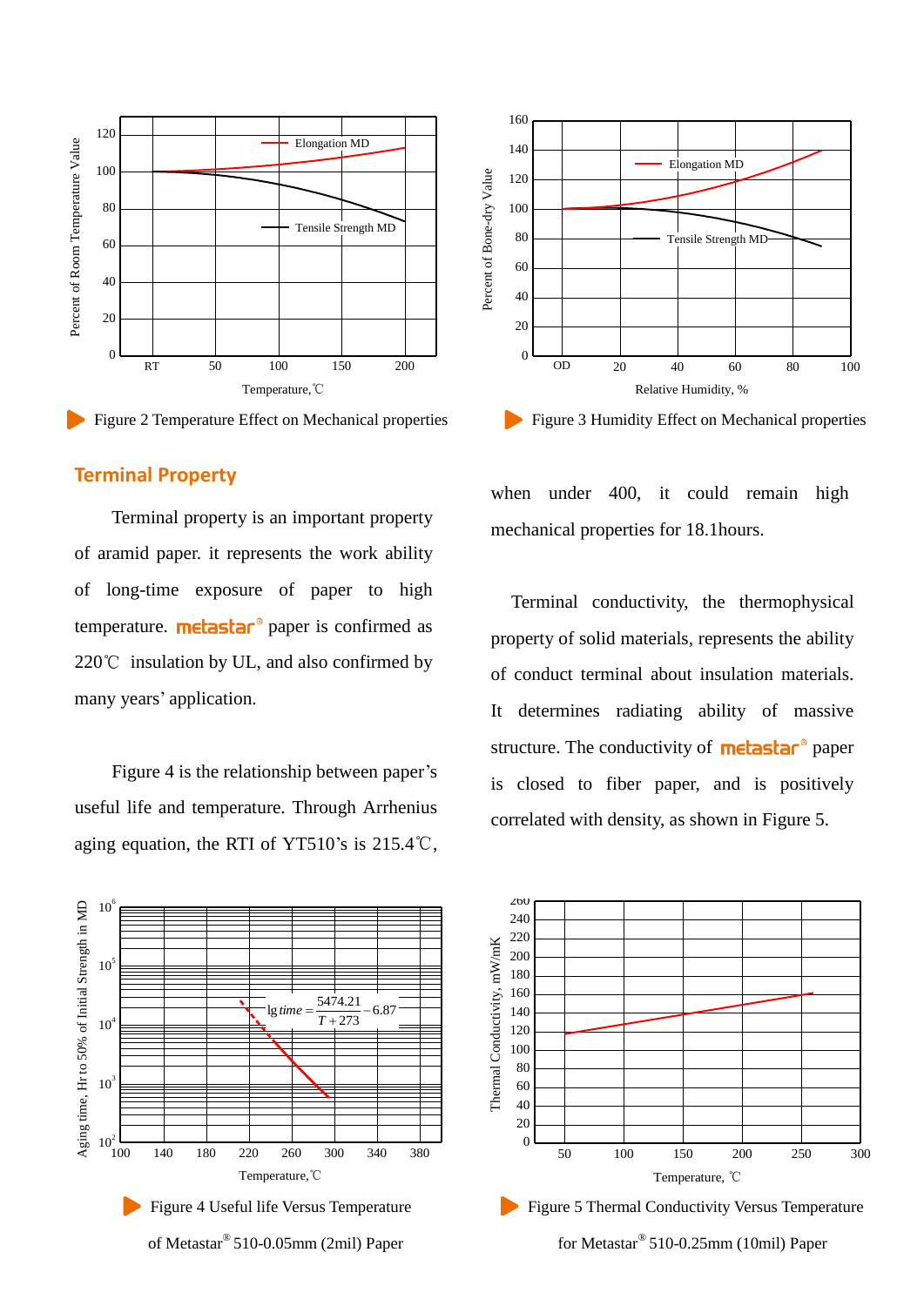Figure 2 Temperature Effect on Mechanical properties

Figure 3 Humidity Effect on Mechanical properties

## Terminal Property

Terminal property is an important property of aramid paper. it represents the work ability of long-time exposure of paper to high temperature. metastar® paper is confirmed as 220℃ insulation by UL, and also confirmed by many years' application.

Figure 4 is the relationship between paper's useful life and temperature. Through Arrhenius aging equation, the RTI of YT510's is 215.4℃, when under 400, it could remain high mechanical properties for 18.1hours.

Terminal conductivity, the thermophysical property of solid materials, represents the ability of conduct terminal about insulation materials. It determines radiating ability of massive structure. The conductivity of metastar® paper is closed to fiber paper, and is positively correlated with density, as shown in Figure 5.

$$\lg time = \frac{5474.21}{T+273} - 6.87$$

Figure 4 Useful life Versus Temperature of Metastar® 510-0.05mm (2mil) Paper

Figure 5 Thermal Conductivity Versus Temperature for Metastar® 510-0.25mm (10mil) Paper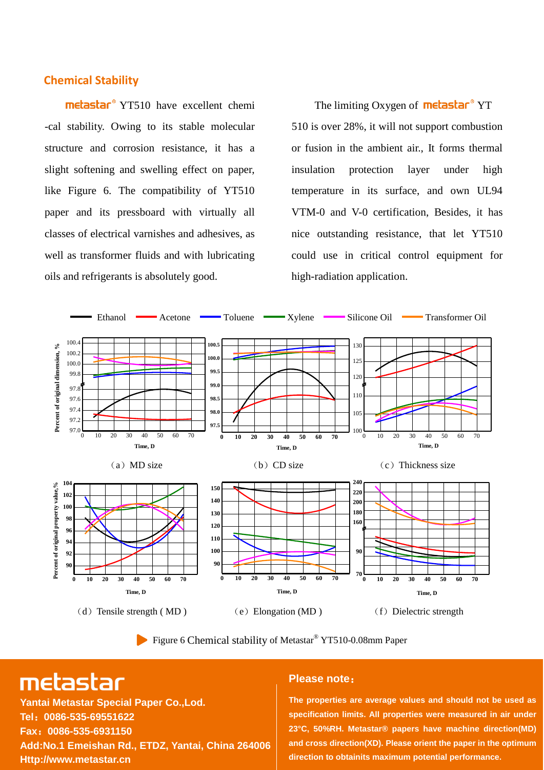## Chemical Stability

metastar® YT510 have excellent chemi-cal stability. Owing to its stable molecular structure and corrosion resistance, it has a slight softening and swelling effect on paper, like Figure 6. The compatibility of YT510 paper and its pressboard with virtually all classes of electrical varnishes and adhesives, as well as transformer fluids and with lubricating oils and refrigerants is absolutely good.

The limiting Oxygen of metastar® YT 510 is over 28%, it will not support combustion or fusion in the ambient air., It forms thermal insulation protection layer under high temperature in its surface, and own UL94 VTM-0 and V-0 certification, Besides, it has nice outstanding resistance, that let YT510 could use in critical control equipment for high-radiation application.

Ethanol
Acetone
Toluene
Xylene
Silicone Oil
Transformer Oil

Percent of original dimension, %
100.4
100.2
100.0
99.8
97.8
97.6
97.4
97.2
97.0
0 10 20 30 40 50 60 70
Time, D
（a）MD size

100.5
100.0
99.5
99.0
98.5
98.0
97.5
0 10 20 30 40 50 60 70
Time, D
（b）CD size

130
125
120
110
105
100
0 10 20 30 40 50 60 70
Time, D
（c）Thickness size

Percent of original property value,%
104
102
100
98
96
94
92
90
0 10 20 30 40 50 60 70
Time, D
（d）Tensile strength ( MD )

150
140
130
120
110
100
90
0 10 20 30 40 50 60 70
Time, D
（e）Elongation (MD )

240
220
200
180
160
90
70
0 10 20 30 40 50 60 70
Time, D
（f）Dielectric strength

Figure 6 Chemical stability of Metastar® YT510-0.08mm Paper

metastar
**Yantai Metastar Special Paper Co.,Lod.**
**Tel：0086-535-69551622**
**Fax：0086-535-6931150**
**Add:No.1 Emeishan Rd., ETDZ, Yantai, China 264006**
**Http://www.metastar.cn**

**Please note：**

**The properties are average values and should not be used as specification limits. All properties were measured in air under 23°C, 50%RH. Metastar® papers have machine direction(MD) and cross direction(XD). Please orient the paper in the optimum direction to obtainits maximum potential performance.**